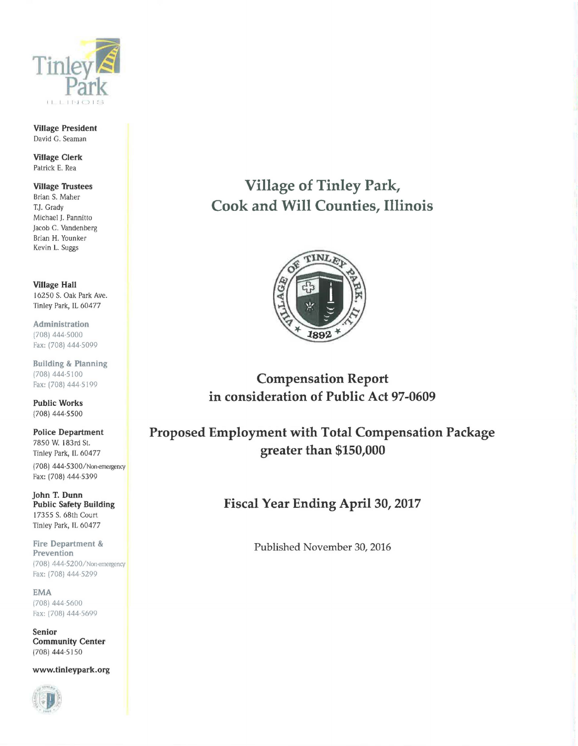**Village President**
David G. Seaman

**Village Clerk**
Patrick E. Rea

**Village Trustees**
Brian S. Maher
T.J. Grady
Michael J. Pannitto
Jacob C. Vandenberg
Brian H. Younker
Kevin L. Suggs

**Village Hall**
16250 S. Oak Park Ave.
Tinley Park, IL 60477

**Administration**
(708) 444-5000
Fax: (708) 444-5099

**Building & Planning**
(708) 444-5100
Fax: (708) 444-5199

**Public Works**
(708) 444-5500

**Police Department**
7850 W. 183rd St.
Tinley Park, IL 60477
(708) 444-5300/Non-emergency
Fax: (708) 444-5399

**John T. Dunn Public Safety Building**
17355 S. 68th Court
Tinley Park, IL 60477

**Fire Department & Prevention**
(708) 444-5200/Non-emergency
Fax: (708) 444-5299

**EMA**
(708) 444-5600
Fax: (708) 444-5699

**Senior Community Center**
(708) 444-5150

**www.tinleypark.org**

# Village of Tinley Park, Cook and Will Counties, Illinois

## Compensation Report in consideration of Public Act 97-0609

## Proposed Employment with Total Compensation Package greater than $150,000

## Fiscal Year Ending April 30, 2017

Published November 30, 2016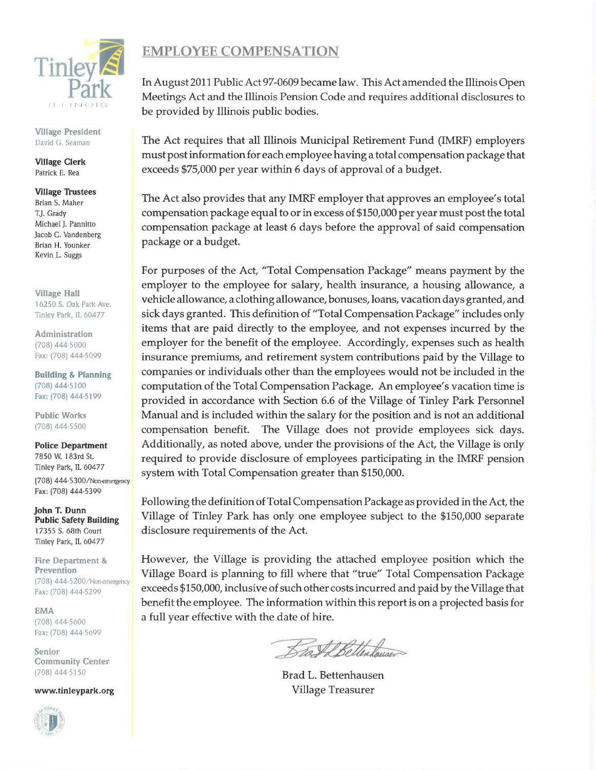Tinley Park
ILLINOIS

**Village President**
David G. Seaman

**Village Clerk**
Patrick E. Rea

**Village Trustees**
Brian S. Maher
T.J. Grady
Michael J. Pannitto
Jacob C. Vandenberg
Brian H. Younker
Kevin L. Suggs

**Village Hall**
16250 S. Oak Park Ave.
Tinley Park, IL 60477

**Administration**
(708) 444-5000
Fax: (708) 444-5099

**Building & Planning**
(708) 444-5100
Fax: (708) 444-5199

**Public Works**
(708) 444-5500

**Police Department**
7850 W. 183rd St.
Tinley Park, IL 60477
(708) 444-5300/Non-emergency
Fax: (708) 444-5399

**John T. Dunn Public Safety Building**
17355 S. 68th Court
Tinley Park, IL 60477

**Fire Department & Prevention**
(708) 444-5200/Non-emergency
Fax: (708) 444-5299

**EMA**
(708) 444-5600
Fax: (708) 444-5699

**Senior Community Center**
(708) 444-5150

**www.tinleypark.org**

# EMPLOYEE COMPENSATION

In August 2011 Public Act 97-0609 became law. This Act amended the Illinois Open Meetings Act and the Illinois Pension Code and requires additional disclosures to be provided by Illinois public bodies.

The Act requires that all Illinois Municipal Retirement Fund (IMRF) employers must post information for each employee having a total compensation package that exceeds $75,000 per year within 6 days of approval of a budget.

The Act also provides that any IMRF employer that approves an employee's total compensation package equal to or in excess of $150,000 per year must post the total compensation package at least 6 days before the approval of said compensation package or a budget.

For purposes of the Act, "Total Compensation Package" means payment by the employer to the employee for salary, health insurance, a housing allowance, a vehicle allowance, a clothing allowance, bonuses, loans, vacation days granted, and sick days granted. This definition of "Total Compensation Package" includes only items that are paid directly to the employee, and not expenses incurred by the employer for the benefit of the employee. Accordingly, expenses such as health insurance premiums, and retirement system contributions paid by the Village to companies or individuals other than the employees would not be included in the computation of the Total Compensation Package. An employee's vacation time is provided in accordance with Section 6.6 of the Village of Tinley Park Personnel Manual and is included within the salary for the position and is not an additional compensation benefit. The Village does not provide employees sick days. Additionally, as noted above, under the provisions of the Act, the Village is only required to provide disclosure of employees participating in the IMRF pension system with Total Compensation greater than $150,000.

Following the definition of Total Compensation Package as provided in the Act, the Village of Tinley Park has only one employee subject to the $150,000 separate disclosure requirements of the Act.

However, the Village is providing the attached employee position which the Village Board is planning to fill where that "true" Total Compensation Package exceeds $150,000, inclusive of such other costs incurred and paid by the Village that benefit the employee. The information within this report is on a projected basis for a full year effective with the date of hire.

Brad L. Bettenhausen
Village Treasurer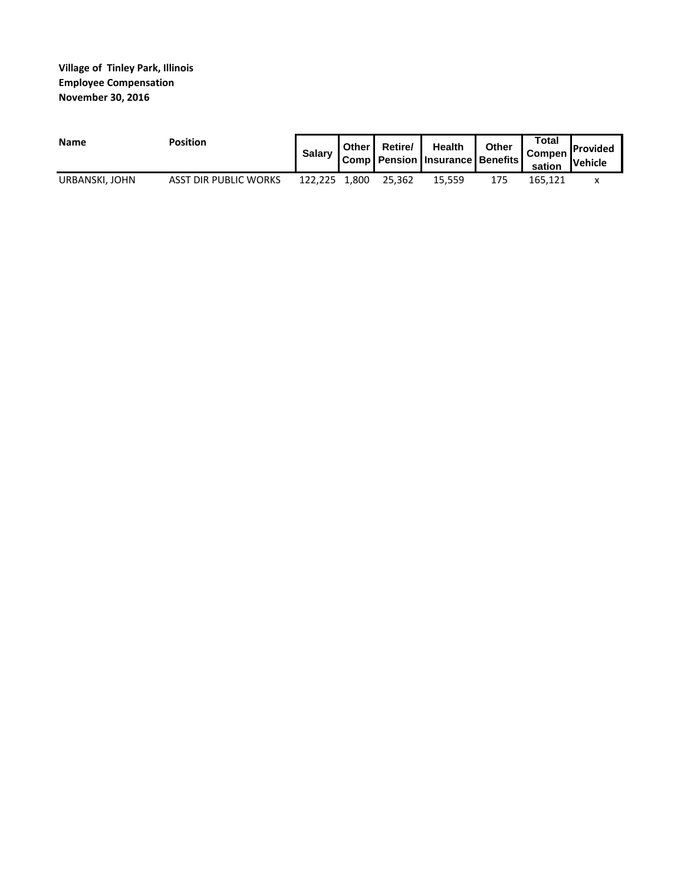**Village of Tinley Park, Illinois**
**Employee Compensation**
**November 30, 2016**

| Name | Position | Salary | Other Comp | Retire/ Pension | Health Insurance | Other Benefits | Total Compensation | Provided Vehicle |
|---|---|---|---|---|---|---|---|---|
| URBANSKI, JOHN | ASST DIR PUBLIC WORKS | 122,225 | 1,800 | 25,362 | 15,559 | 175 | 165,121 | x |